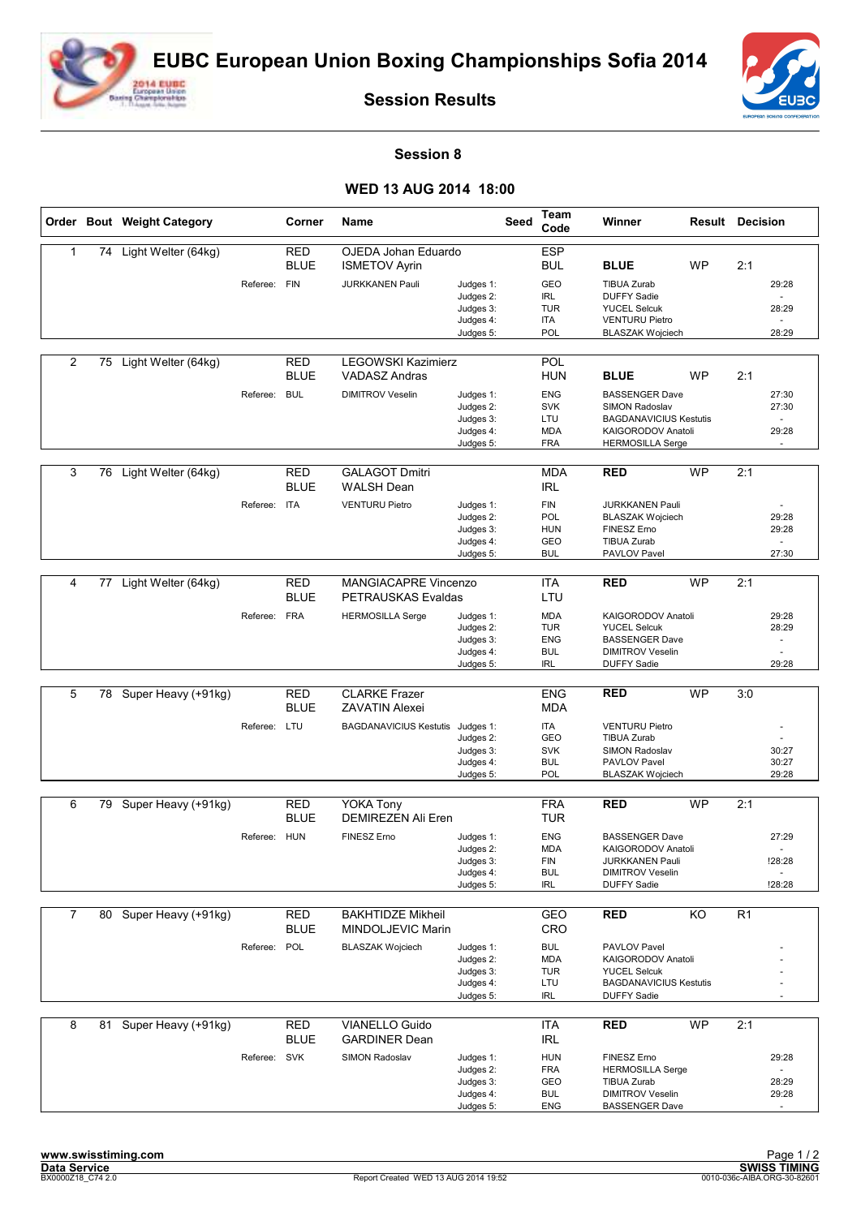# EUBC European Union Boxing Championships Sofia 2014

## Session Results

### Session 8

### WED 13 AUG 2014 18:00

| Order | Bout | Weight Category | Corner | Name | Seed | Team Code | Winner | Result | Decision | |
|---|---|---|---|---|---|---|---|---|---|---|
| 1 | 74 | Light Welter (64kg) | RED | OJEDA Johan Eduardo | | ESP | | | | |
| | | | BLUE | ISMETOV Ayrin | | BUL | **BLUE** | WP | 2:1 | |
| | | Referee: | FIN | JURKKANEN Pauli | Judges 1: | GEO | TIBUA Zurab | | | 29:28 |
| | | | | | Judges 2: | IRL | DUFFY Sadie | | | - |
| | | | | | Judges 3: | TUR | YUCEL Selcuk | | | 28:29 |
| | | | | | Judges 4: | ITA | VENTURU Pietro | | | - |
| | | | | | Judges 5: | POL | BLASZAK Wojciech | | | 28:29 |
| 2 | 75 | Light Welter (64kg) | RED | LEGOWSKI Kazimierz | | POL | | | | |
| | | | BLUE | VADASZ Andras | | HUN | **BLUE** | WP | 2:1 | |
| | | Referee: | BUL | DIMITROV Veselin | Judges 1: | ENG | BASSENGER Dave | | | 27:30 |
| | | | | | Judges 2: | SVK | SIMON Radoslav | | | 27:30 |
| | | | | | Judges 3: | LTU | BAGDANAVICIUS Kestutis | | | - |
| | | | | | Judges 4: | MDA | KAIGORODOV Anatoli | | | 29:28 |
| | | | | | Judges 5: | FRA | HERMOSILLA Serge | | | - |
| 3 | 76 | Light Welter (64kg) | RED | GALAGOT Dmitri | | MDA | **RED** | WP | 2:1 | |
| | | | BLUE | WALSH Dean | | IRL | | | | |
| | | Referee: | ITA | VENTURU Pietro | Judges 1: | FIN | JURKKANEN Pauli | | | - |
| | | | | | Judges 2: | POL | BLASZAK Wojciech | | | 29:28 |
| | | | | | Judges 3: | HUN | FINESZ Erno | | | 29:28 |
| | | | | | Judges 4: | GEO | TIBUA Zurab | | | - |
| | | | | | Judges 5: | BUL | PAVLOV Pavel | | | 27:30 |
| 4 | 77 | Light Welter (64kg) | RED | MANGIACAPRE Vincenzo | | ITA | **RED** | WP | 2:1 | |
| | | | BLUE | PETRAUSKAS Evaldas | | LTU | | | | |
| | | Referee: | FRA | HERMOSILLA Serge | Judges 1: | MDA | KAIGORODOV Anatoli | | | 29:28 |
| | | | | | Judges 2: | TUR | YUCEL Selcuk | | | 28:29 |
| | | | | | Judges 3: | ENG | BASSENGER Dave | | | - |
| | | | | | Judges 4: | BUL | DIMITROV Veselin | | | - |
| | | | | | Judges 5: | IRL | DUFFY Sadie | | | 29:28 |
| 5 | 78 | Super Heavy (+91kg) | RED | CLARKE Frazer | | ENG | **RED** | WP | 3:0 | |
| | | | BLUE | ZAVATIN Alexei | | MDA | | | | |
| | | Referee: | LTU | BAGDANAVICIUS Kestutis | Judges 1: | ITA | VENTURU Pietro | | | - |
| | | | | | Judges 2: | GEO | TIBUA Zurab | | | - |
| | | | | | Judges 3: | SVK | SIMON Radoslav | | | 30:27 |
| | | | | | Judges 4: | BUL | PAVLOV Pavel | | | 30:27 |
| | | | | | Judges 5: | POL | BLASZAK Wojciech | | | 29:28 |
| 6 | 79 | Super Heavy (+91kg) | RED | YOKA Tony | | FRA | **RED** | WP | 2:1 | |
| | | | BLUE | DEMIREZEN Ali Eren | | TUR | | | | |
| | | Referee: | HUN | FINESZ Erno | Judges 1: | ENG | BASSENGER Dave | | | 27:29 |
| | | | | | Judges 2: | MDA | KAIGORODOV Anatoli | | | - |
| | | | | | Judges 3: | FIN | JURKKANEN Pauli | | | !28:28 |
| | | | | | Judges 4: | BUL | DIMITROV Veselin | | | - |
| | | | | | Judges 5: | IRL | DUFFY Sadie | | | !28:28 |
| 7 | 80 | Super Heavy (+91kg) | RED | BAKHTIDZE Mikheil | | GEO | **RED** | KO | R1 | |
| | | | BLUE | MINDOLJEVIC Marin | | CRO | | | | |
| | | Referee: | POL | BLASZAK Wojciech | Judges 1: | BUL | PAVLOV Pavel | | | - |
| | | | | | Judges 2: | MDA | KAIGORODOV Anatoli | | | - |
| | | | | | Judges 3: | TUR | YUCEL Selcuk | | | - |
| | | | | | Judges 4: | LTU | BAGDANAVICIUS Kestutis | | | - |
| | | | | | Judges 5: | IRL | DUFFY Sadie | | | - |
| 8 | 81 | Super Heavy (+91kg) | RED | VIANELLO Guido | | ITA | **RED** | WP | 2:1 | |
| | | | BLUE | GARDINER Dean | | IRL | | | | |
| | | Referee: | SVK | SIMON Radoslav | Judges 1: | HUN | FINESZ Erno | | | 29:28 |
| | | | | | Judges 2: | FRA | HERMOSILLA Serge | | | - |
| | | | | | Judges 3: | GEO | TIBUA Zurab | | | 28:29 |
| | | | | | Judges 4: | BUL | DIMITROV Veselin | | | 29:28 |
| | | | | | Judges 5: | ENG | BASSENGER Dave | | | - |

www.swisstiming.com
Data Service
BX0000Z18_C74 2.0
Report Created WED 13 AUG 2014 19:52
SWISS TIMING
0010-036c-AIBA.ORG-30-82601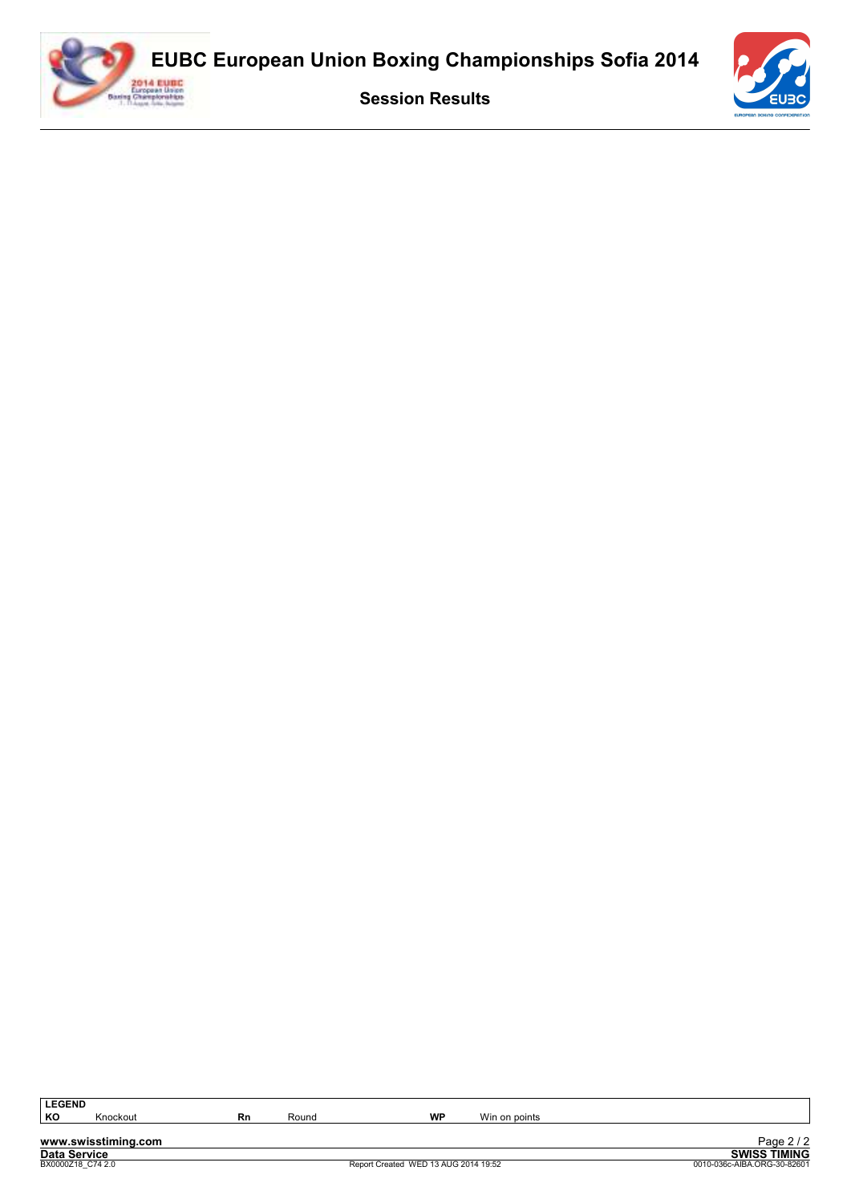| LEGEND | | | | | |
| --- | --- | --- | --- | --- | --- |
| KO | Knockout | Rn | Round | WP | Win on points |